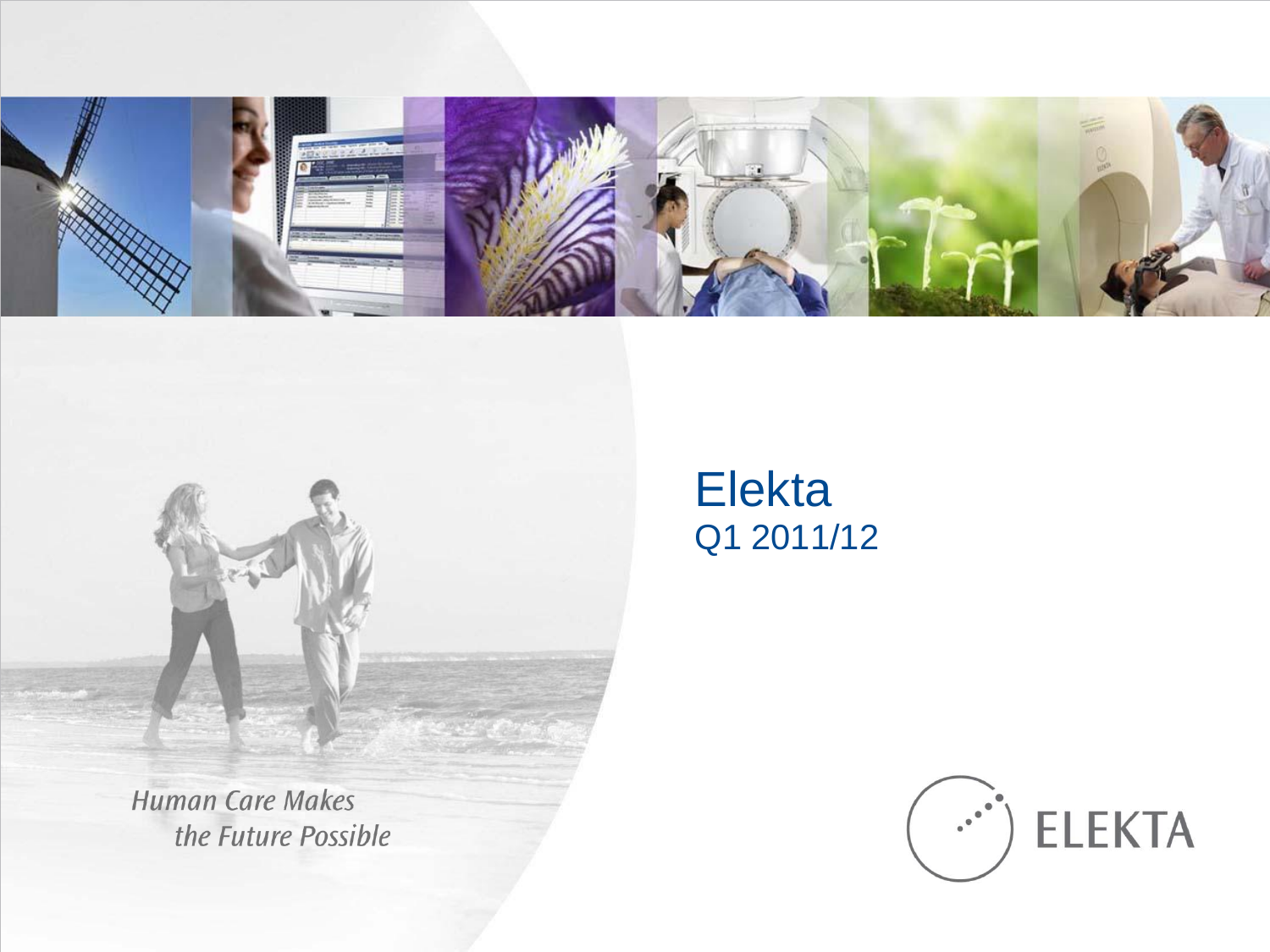# Elekta

Q1 2011/12

*Human Care Makes the Future Possible*

ELEKTA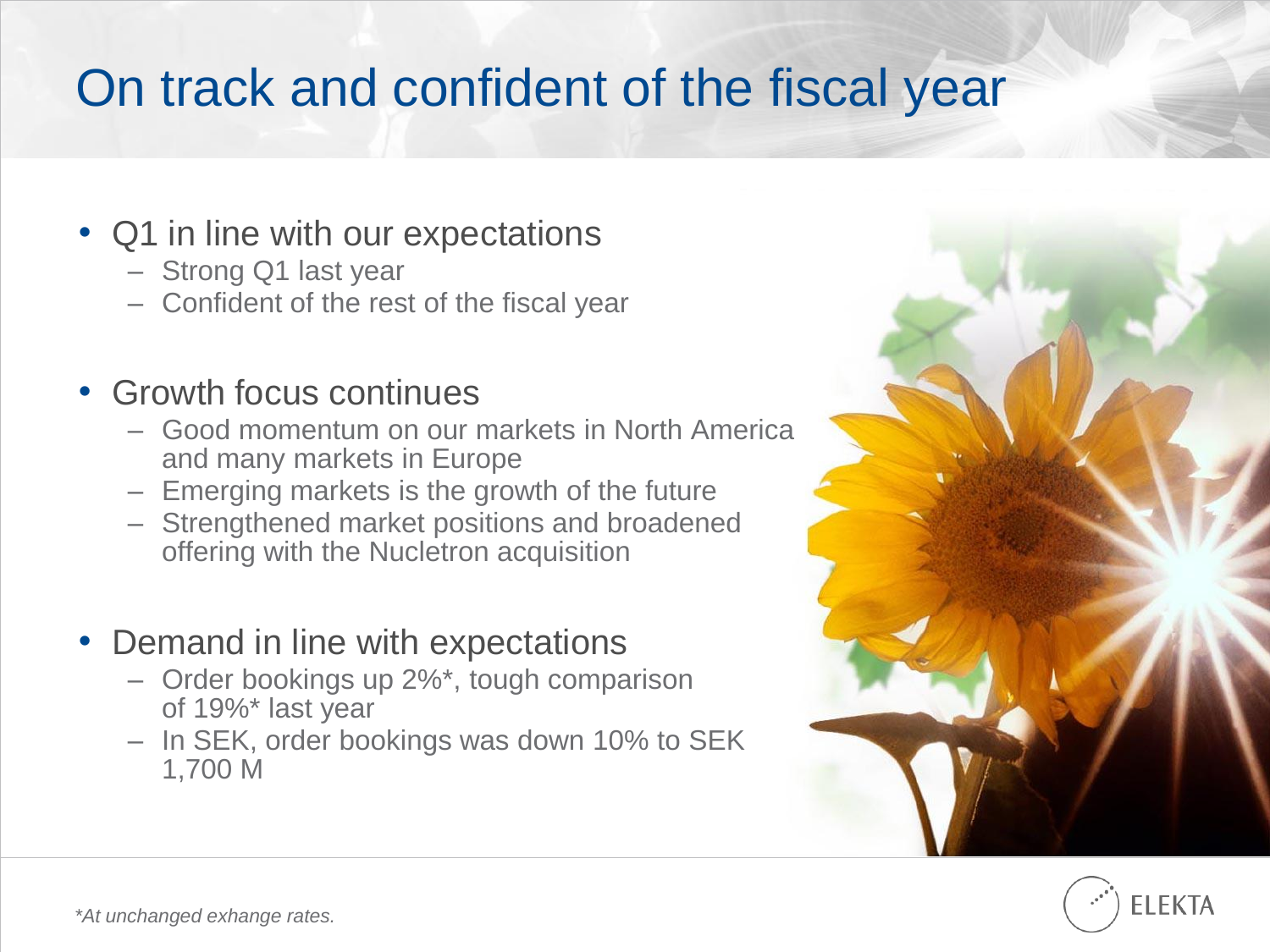# On track and confident of the fiscal year

- Q1 in line with our expectations
  - Strong Q1 last year
  - Confident of the rest of the fiscal year
- Growth focus continues
  - Good momentum on our markets in North America and many markets in Europe
  - Emerging markets is the growth of the future
  - Strengthened market positions and broadened offering with the Nucletron acquisition
- Demand in line with expectations
  - Order bookings up 2%*, tough comparison of 19%* last year
  - In SEK, order bookings was down 10% to SEK 1,700 M

*\*At unchanged exhange rates.*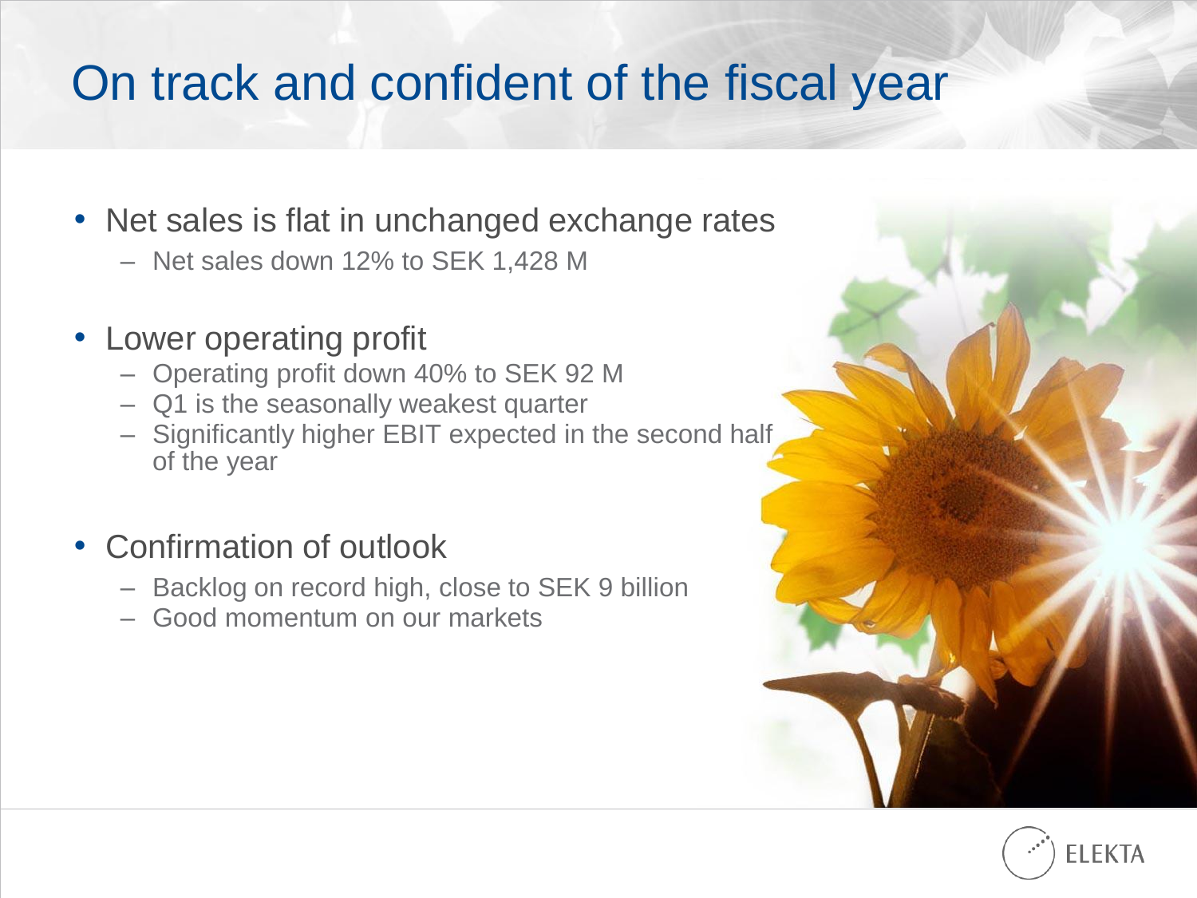# On track and confident of the fiscal year

- Net sales is flat in unchanged exchange rates
  - Net sales down 12% to SEK 1,428 M
- Lower operating profit
  - Operating profit down 40% to SEK 92 M
  - Q1 is the seasonally weakest quarter
  - Significantly higher EBIT expected in the second half of the year
- Confirmation of outlook
  - Backlog on record high, close to SEK 9 billion
  - Good momentum on our markets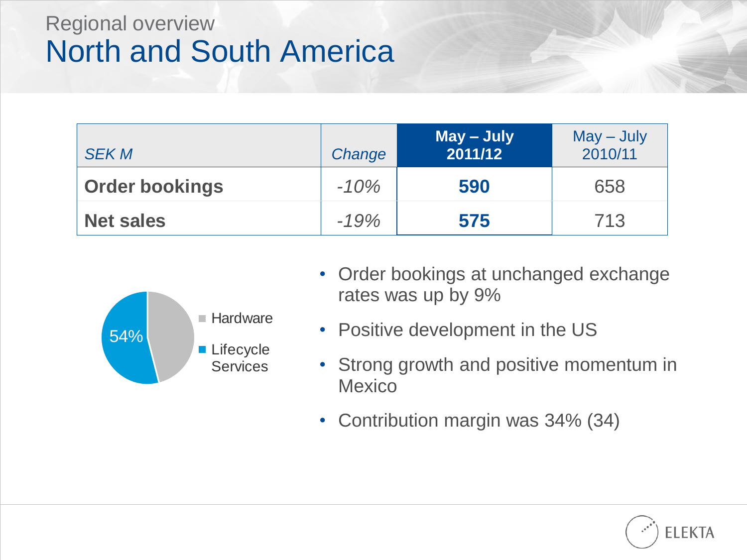Regional overview

# North and South America

| *SEK M* | *Change* | **May – July 2011/12** | May – July 2010/11 |
|---|---|---|---|
| **Order bookings** | *-10%* | **590** | 658 |
| **Net sales** | *-19%* | **575** | 713 |

54%

- Hardware
- Lifecycle Services

- Order bookings at unchanged exchange rates was up by 9%
- Positive development in the US
- Strong growth and positive momentum in Mexico
- Contribution margin was 34% (34)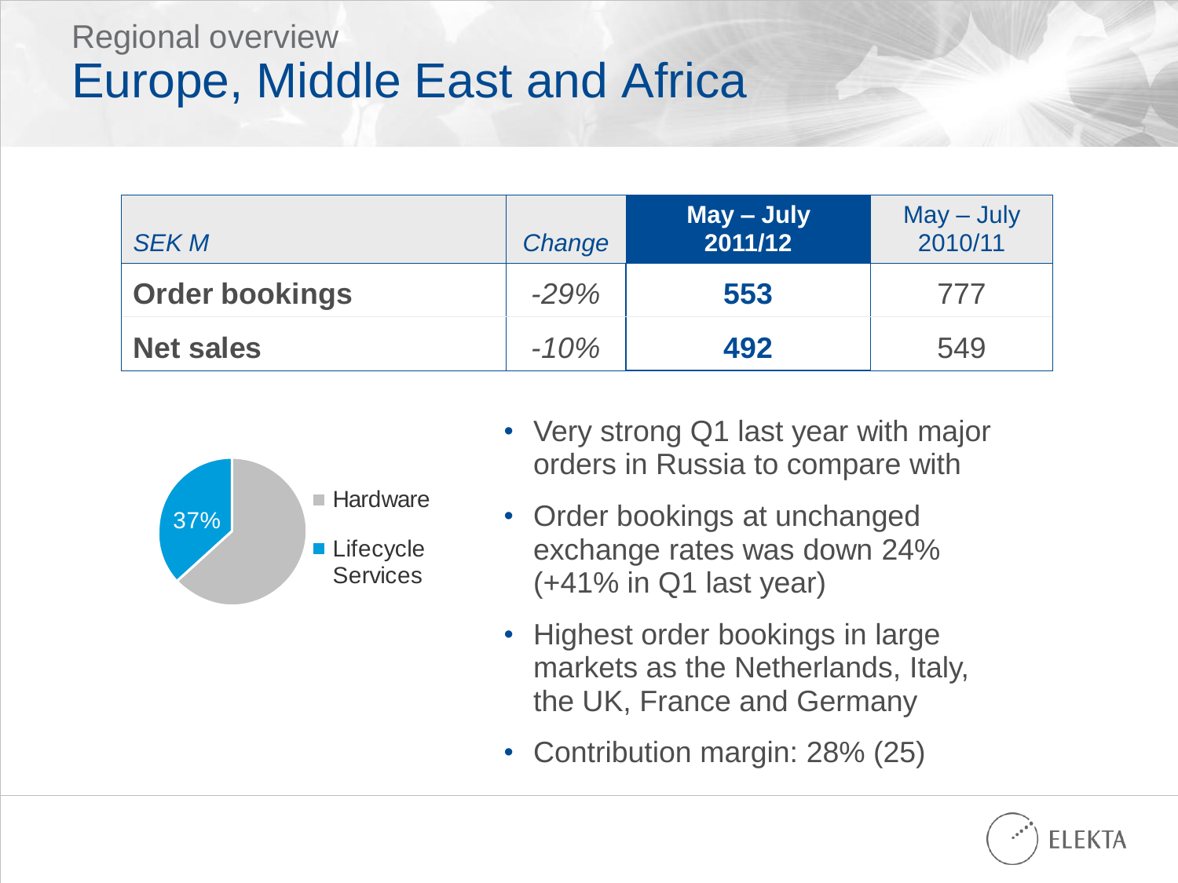Regional overview

# Europe, Middle East and Africa

| *SEK M* | *Change* | **May – July 2011/12** | May – July 2010/11 |
|---|---|---|---|
| **Order bookings** | *-29%* | **553** | 777 |
| **Net sales** | *-10%* | **492** | 549 |

- Hardware
- Lifecycle Services: 37%

- Very strong Q1 last year with major orders in Russia to compare with
- Order bookings at unchanged exchange rates was down 24% (+41% in Q1 last year)
- Highest order bookings in large markets as the Netherlands, Italy, the UK, France and Germany
- Contribution margin: 28% (25)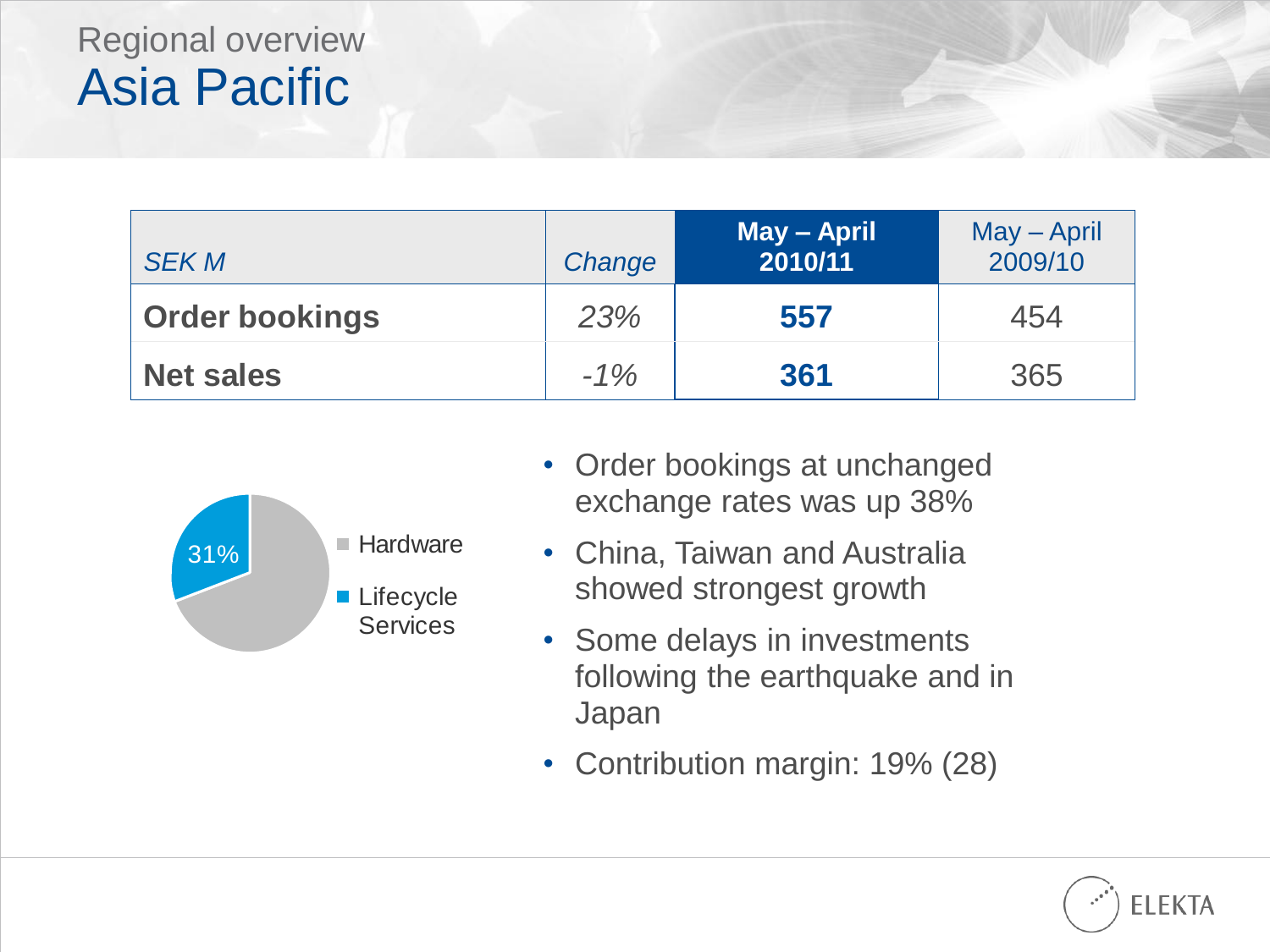Regional overview

# Asia Pacific

| *SEK M* | *Change* | **May – April 2010/11** | May – April 2009/10 |
|---|---|---|---|
| **Order bookings** | *23%* | **557** | 454 |
| **Net sales** | *-1%* | **361** | 365 |

- Hardware
- Lifecycle Services: 31%

- Order bookings at unchanged exchange rates was up 38%
- China, Taiwan and Australia showed strongest growth
- Some delays in investments following the earthquake and in Japan
- Contribution margin: 19% (28)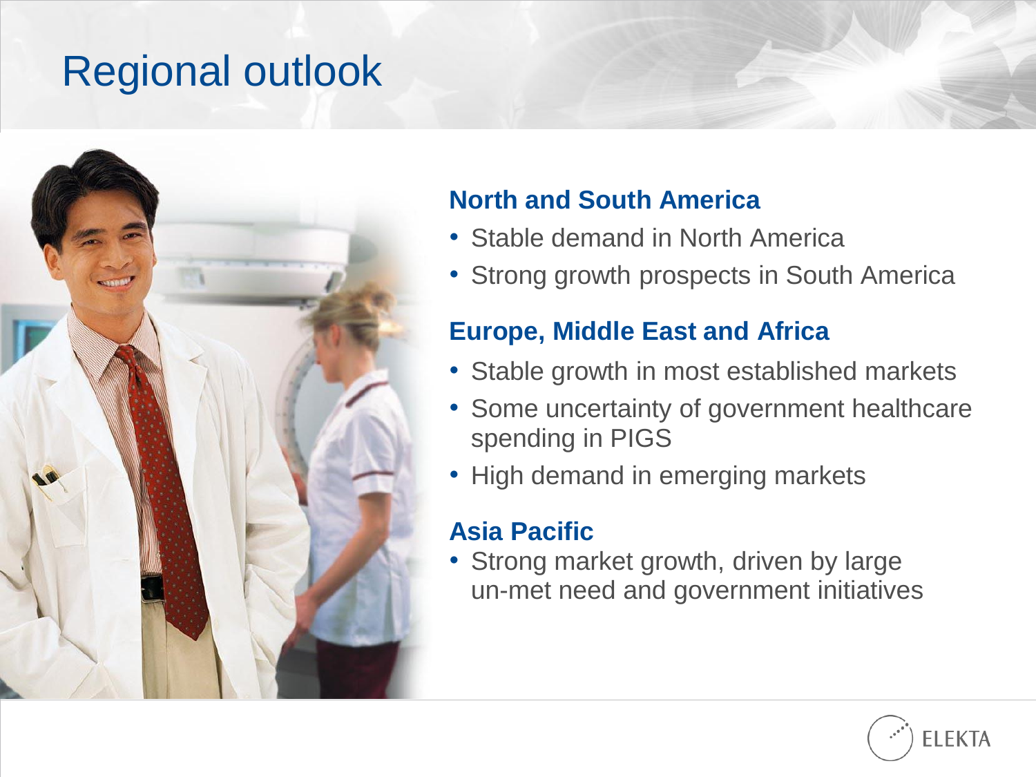# Regional outlook

### North and South America

- Stable demand in North America
- Strong growth prospects in South America

### Europe, Middle East and Africa

- Stable growth in most established markets
- Some uncertainty of government healthcare spending in PIGS
- High demand in emerging markets

### Asia Pacific

- Strong market growth, driven by large un-met need and government initiatives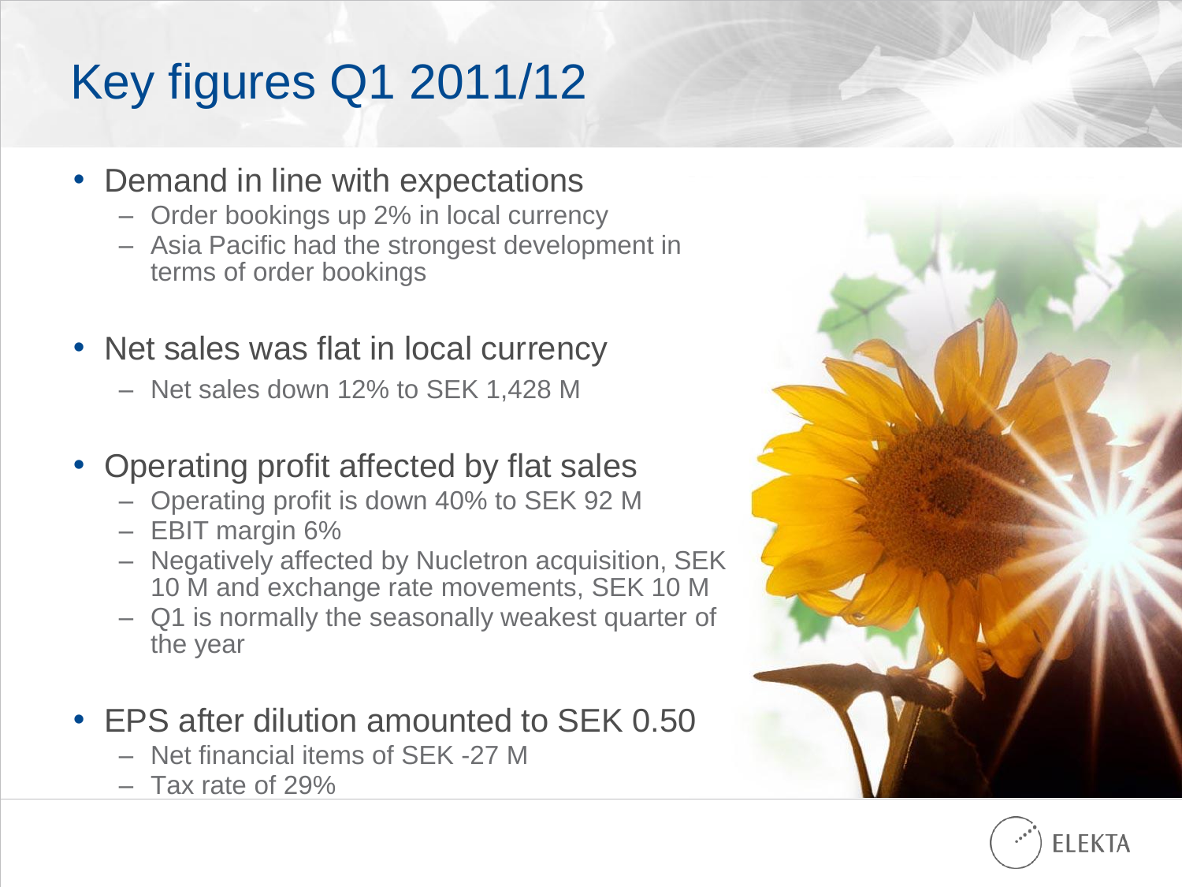# Key figures Q1 2011/12

- Demand in line with expectations
  - Order bookings up 2% in local currency
  - Asia Pacific had the strongest development in terms of order bookings
- Net sales was flat in local currency
  - Net sales down 12% to SEK 1,428 M
- Operating profit affected by flat sales
  - Operating profit is down 40% to SEK 92 M
  - EBIT margin 6%
  - Negatively affected by Nucletron acquisition, SEK 10 M and exchange rate movements, SEK 10 M
  - Q1 is normally the seasonally weakest quarter of the year
- EPS after dilution amounted to SEK 0.50
  - Net financial items of SEK -27 M
  - Tax rate of 29%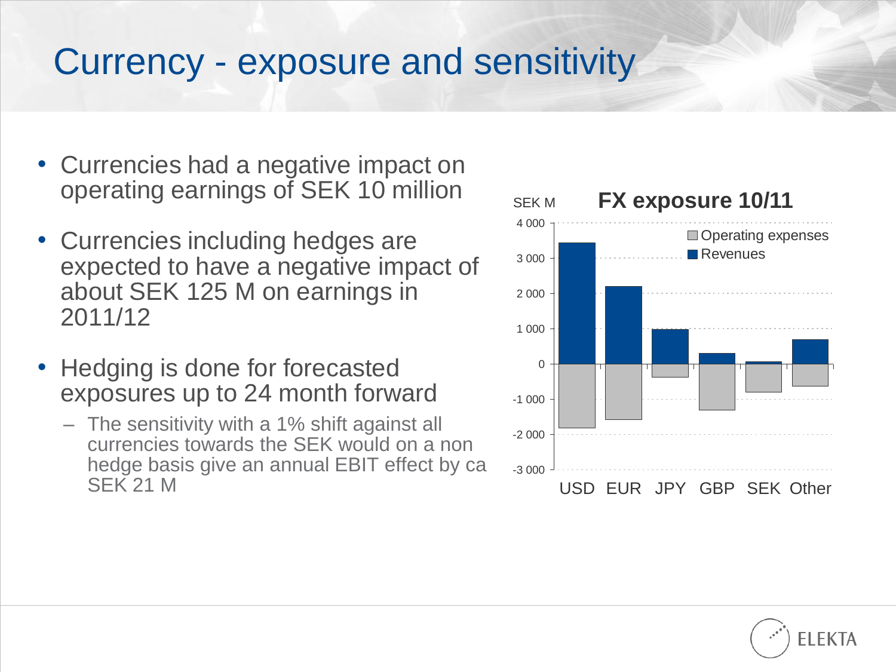# Currency - exposure and sensitivity

- Currencies had a negative impact on operating earnings of SEK 10 million
- Currencies including hedges are expected to have a negative impact of about SEK 125 M on earnings in 2011/12
- Hedging is done for forecasted exposures up to 24 month forward
  - The sensitivity with a 1% shift against all currencies towards the SEK would on a non hedge basis give an annual EBIT effect by ca SEK 21 M

**FX exposure 10/11**

SEK M

| | USD | EUR | JPY | GBP | SEK | Other |
|---|---|---|---|---|---|---|
| Revenues | ~3 450 | ~2 200 | ~1 000 | ~300 | ~80 | ~700 |
| Operating expenses | ~-1 800 | ~-1 580 | ~-370 | ~-1 300 | ~-800 | ~-620 |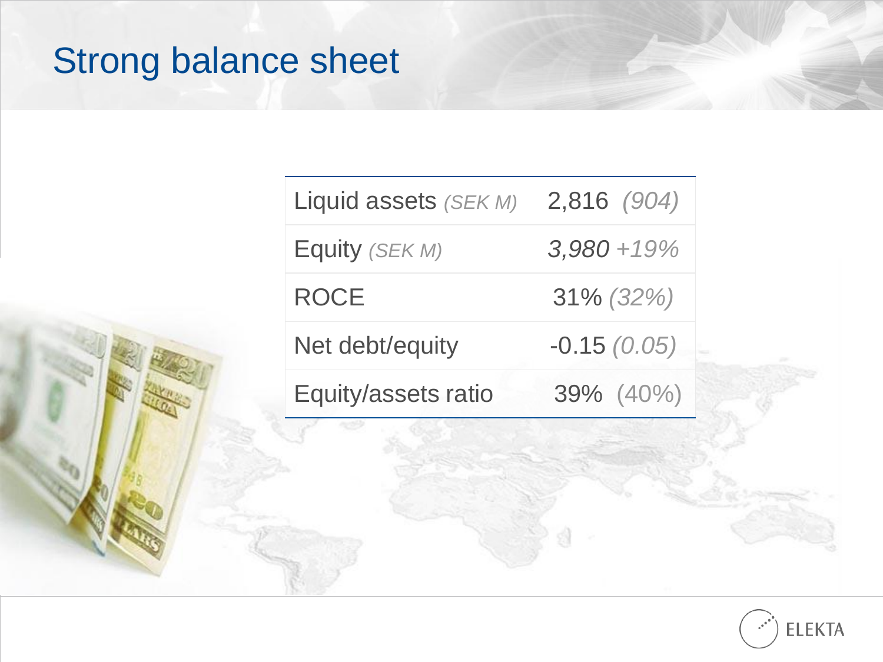# Strong balance sheet

| | |
|---|---|
| Liquid assets *(SEK M)* | 2,816 *(904)* |
| Equity *(SEK M)* | *3,980 +19%* |
| ROCE | 31% *(32%)* |
| Net debt/equity | -0.15 *(0.05)* |
| Equity/assets ratio | 39% (40%) |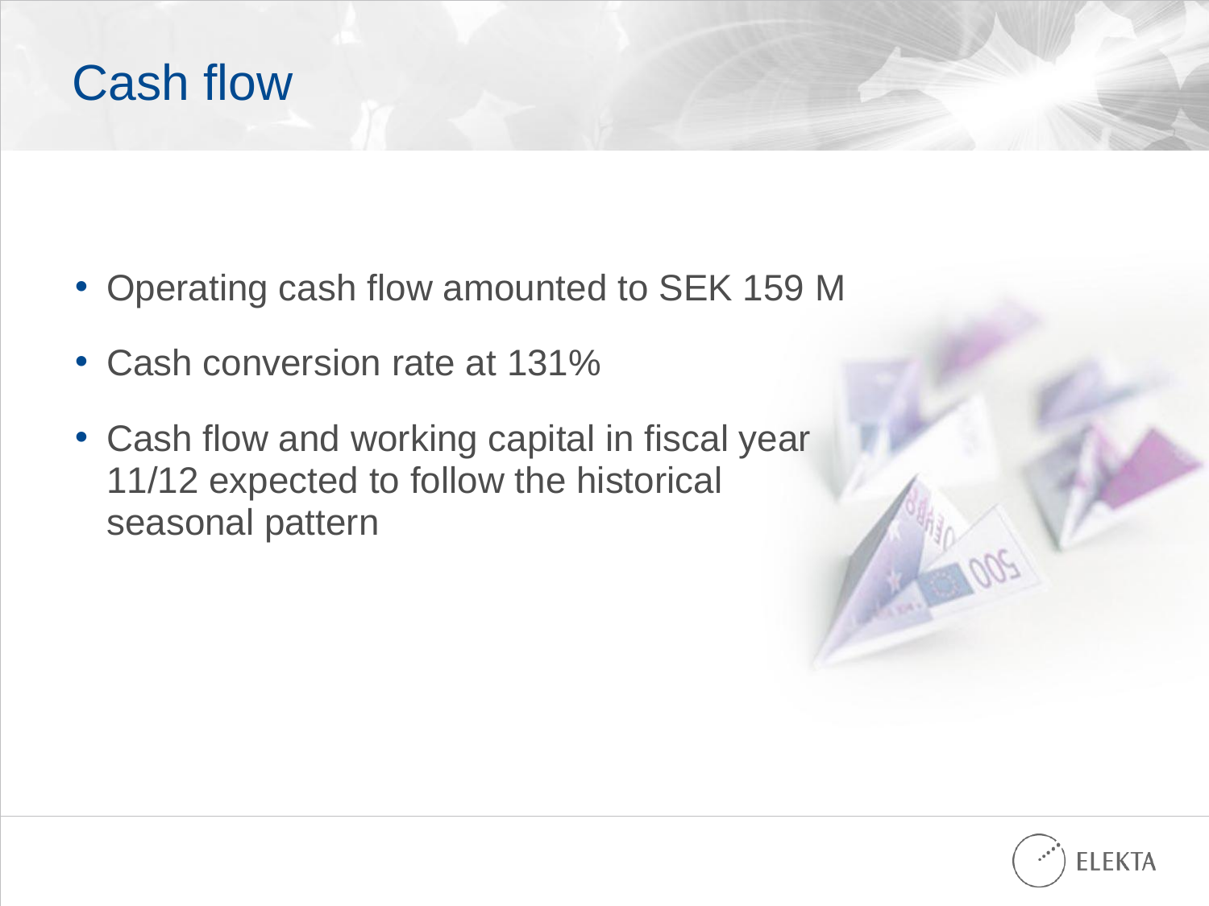# Cash flow

- Operating cash flow amounted to SEK 159 M
- Cash conversion rate at 131%
- Cash flow and working capital in fiscal year 11/12 expected to follow the historical seasonal pattern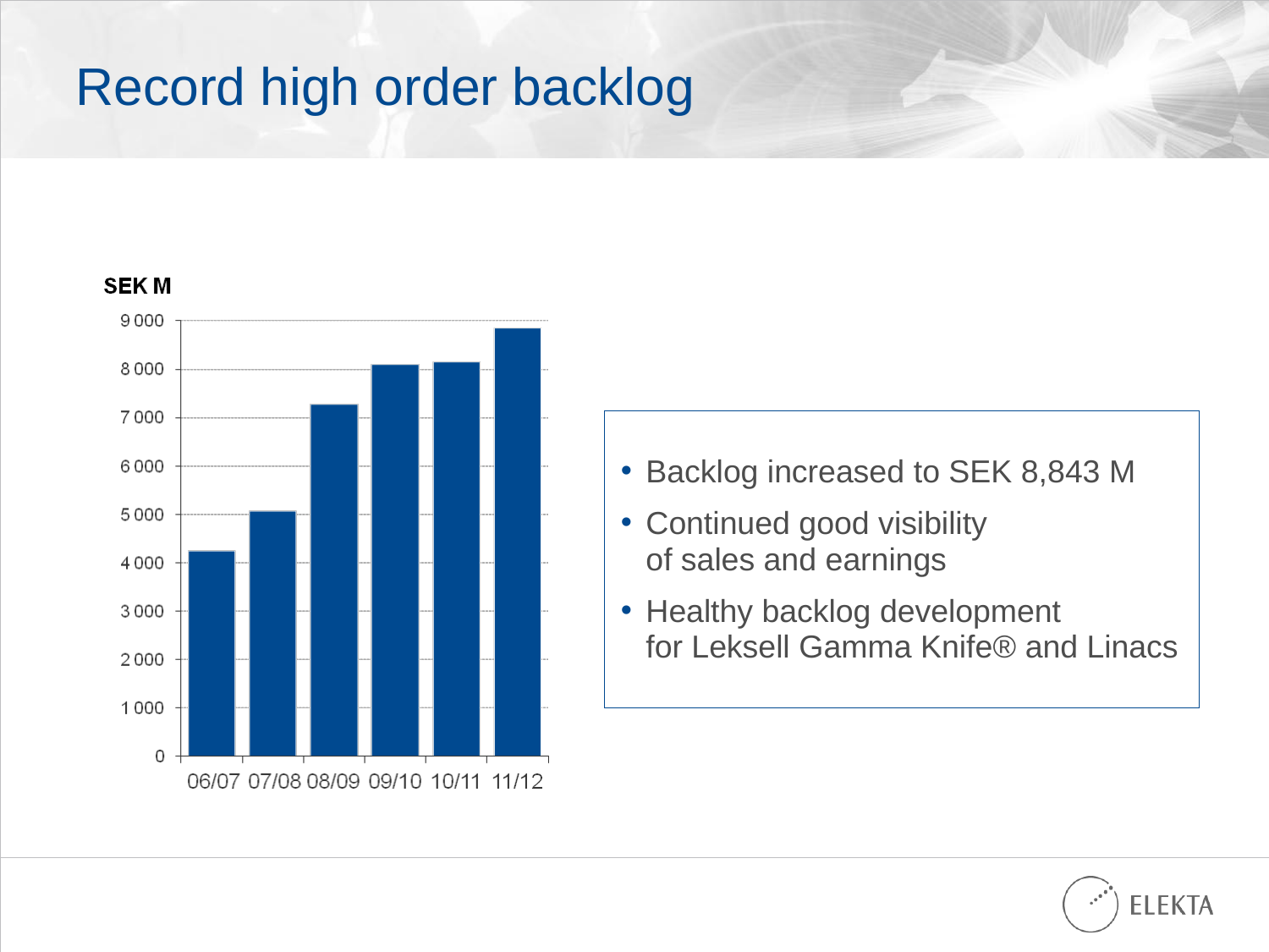# Record high order backlog

SEK M

| | 06/07 | 07/08 | 08/09 | 09/10 | 10/11 | 11/12 |
|---|---|---|---|---|---|---|

- Backlog increased to SEK 8,843 M
- Continued good visibility of sales and earnings
- Healthy backlog development for Leksell Gamma Knife® and Linacs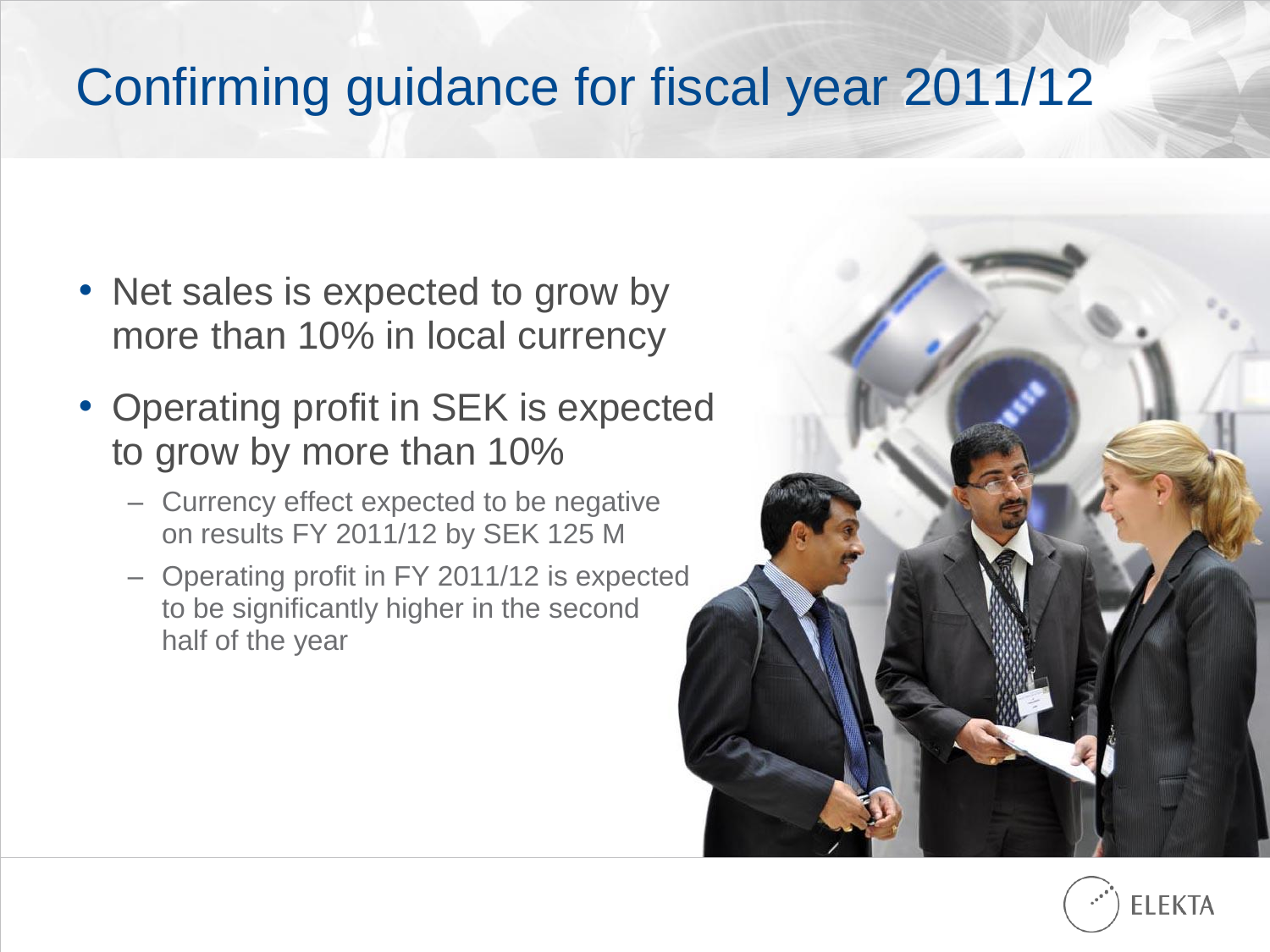# Confirming guidance for fiscal year 2011/12

- Net sales is expected to grow by more than 10% in local currency
- Operating profit in SEK is expected to grow by more than 10%
  - Currency effect expected to be negative on results FY 2011/12 by SEK 125 M
  - Operating profit in FY 2011/12 is expected to be significantly higher in the second half of the year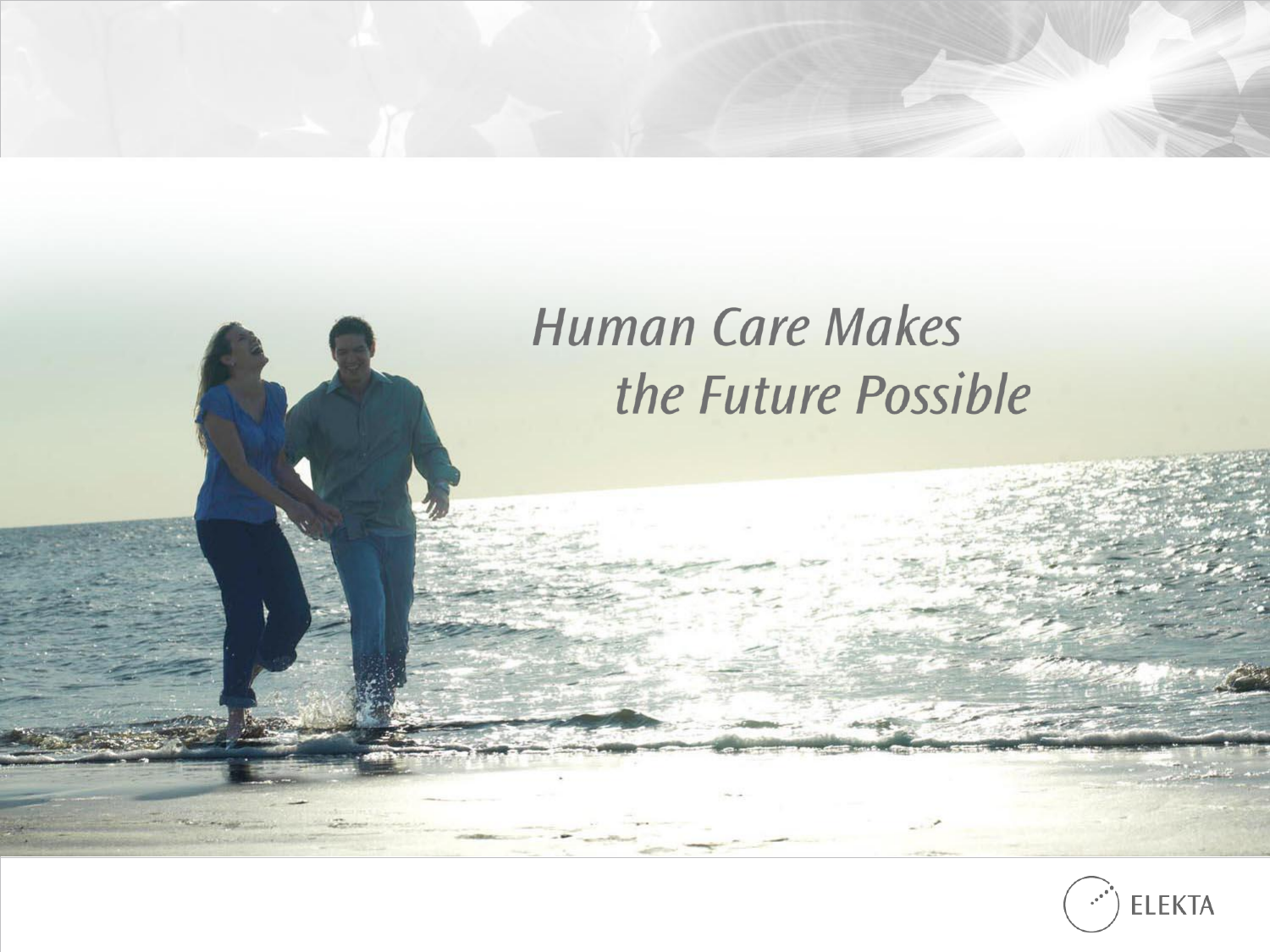*Human Care Makes the Future Possible*

ELEKTA